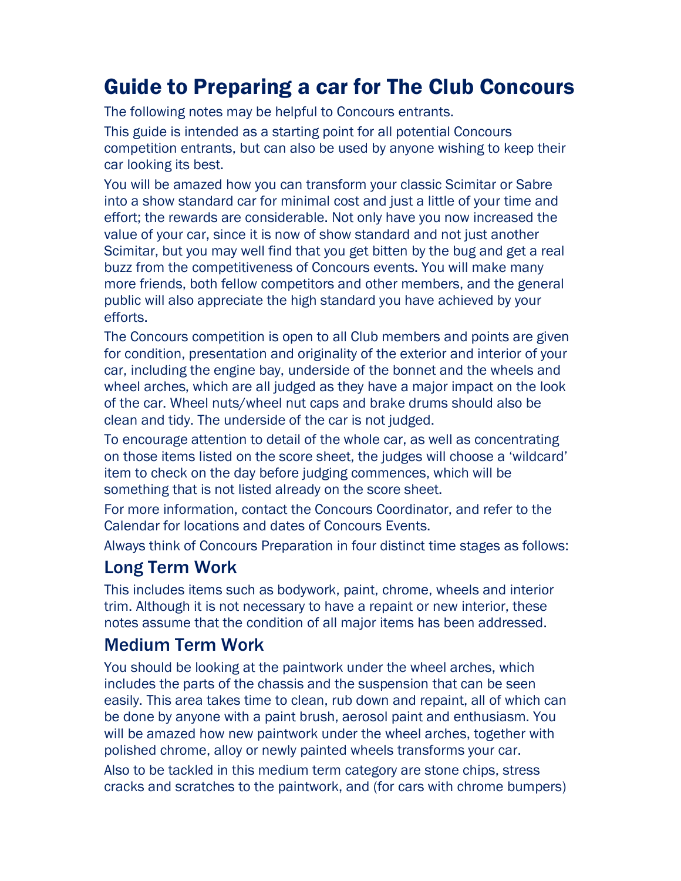# Guide to Preparing a car for The Club Concours

The following notes may be helpful to Concours entrants.

This guide is intended as a starting point for all potential Concours competition entrants, but can also be used by anyone wishing to keep their car looking its best.

You will be amazed how you can transform your classic Scimitar or Sabre into a show standard car for minimal cost and just a little of your time and effort; the rewards are considerable. Not only have you now increased the value of your car, since it is now of show standard and not just another Scimitar, but you may well find that you get bitten by the bug and get a real buzz from the competitiveness of Concours events. You will make many more friends, both fellow competitors and other members, and the general public will also appreciate the high standard you have achieved by your efforts.

The Concours competition is open to all Club members and points are given for condition, presentation and originality of the exterior and interior of your car, including the engine bay, underside of the bonnet and the wheels and wheel arches, which are all judged as they have a major impact on the look of the car. Wheel nuts/wheel nut caps and brake drums should also be clean and tidy. The underside of the car is not judged.

To encourage attention to detail of the whole car, as well as concentrating on those items listed on the score sheet, the judges will choose a 'wildcard' item to check on the day before judging commences, which will be something that is not listed already on the score sheet.

For more information, contact the Concours Coordinator, and refer to the Calendar for locations and dates of Concours Events.

Always think of Concours Preparation in four distinct time stages as follows:

## Long Term Work

This includes items such as bodywork, paint, chrome, wheels and interior trim. Although it is not necessary to have a repaint or new interior, these notes assume that the condition of all major items has been addressed.

## Medium Term Work

You should be looking at the paintwork under the wheel arches, which includes the parts of the chassis and the suspension that can be seen easily. This area takes time to clean, rub down and repaint, all of which can be done by anyone with a paint brush, aerosol paint and enthusiasm. You will be amazed how new paintwork under the wheel arches, together with polished chrome, alloy or newly painted wheels transforms your car.

Also to be tackled in this medium term category are stone chips, stress cracks and scratches to the paintwork, and (for cars with chrome bumpers)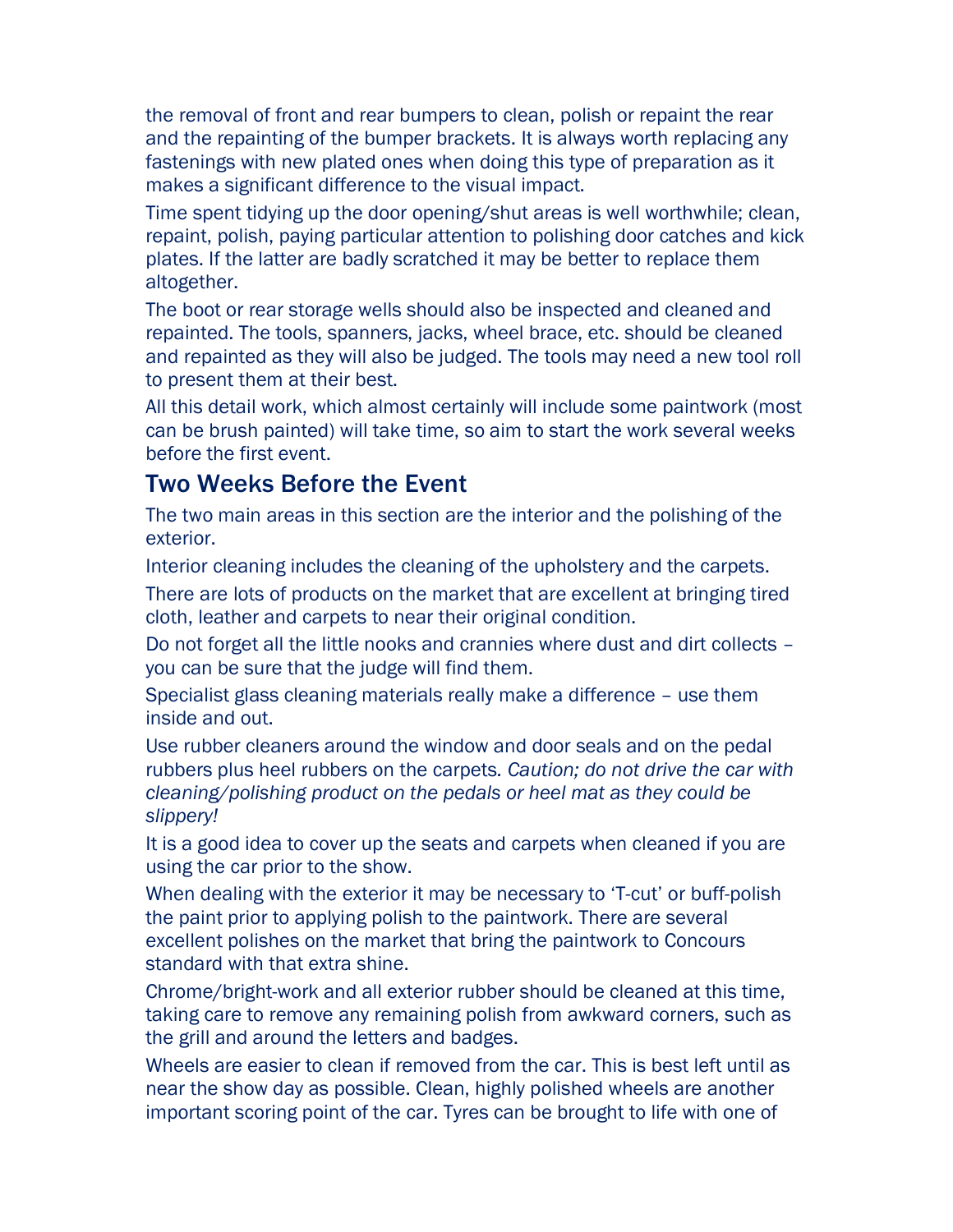the removal of front and rear bumpers to clean, polish or repaint the rear and the repainting of the bumper brackets. It is always worth replacing any fastenings with new plated ones when doing this type of preparation as it makes a significant difference to the visual impact.

Time spent tidying up the door opening/shut areas is well worthwhile; clean, repaint, polish, paying particular attention to polishing door catches and kick plates. If the latter are badly scratched it may be better to replace them altogether.

The boot or rear storage wells should also be inspected and cleaned and repainted. The tools, spanners, jacks, wheel brace, etc. should be cleaned and repainted as they will also be judged. The tools may need a new tool roll to present them at their best.

All this detail work, which almost certainly will include some paintwork (most can be brush painted) will take time, so aim to start the work several weeks before the first event.

## Two Weeks Before the Event

The two main areas in this section are the interior and the polishing of the exterior.

Interior cleaning includes the cleaning of the upholstery and the carpets.

There are lots of products on the market that are excellent at bringing tired cloth, leather and carpets to near their original condition.

Do not forget all the little nooks and crannies where dust and dirt collects – you can be sure that the judge will find them.

Specialist glass cleaning materials really make a difference – use them inside and out.

Use rubber cleaners around the window and door seals and on the pedal rubbers plus heel rubbers on the carpets. *Caution; do not drive the car with cleaning/polishing product on the pedals or heel mat as they could be slippery!*

It is a good idea to cover up the seats and carpets when cleaned if you are using the car prior to the show.

When dealing with the exterior it may be necessary to 'T-cut' or buff-polish the paint prior to applying polish to the paintwork. There are several excellent polishes on the market that bring the paintwork to Concours standard with that extra shine.

Chrome/bright-work and all exterior rubber should be cleaned at this time, taking care to remove any remaining polish from awkward corners, such as the grill and around the letters and badges.

Wheels are easier to clean if removed from the car. This is best left until as near the show day as possible. Clean, highly polished wheels are another important scoring point of the car. Tyres can be brought to life with one of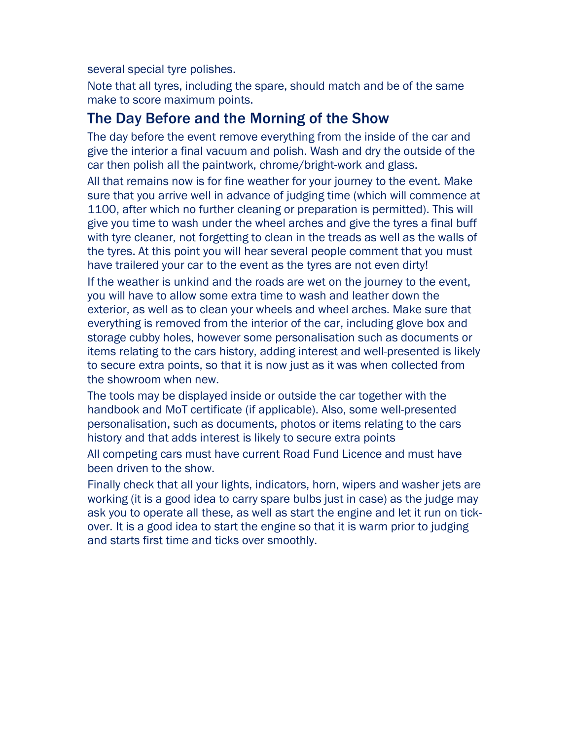several special tyre polishes.

Note that all tyres, including the spare, should match and be of the same make to score maximum points.

## The Day Before and the Morning of the Show

The day before the event remove everything from the inside of the car and give the interior a final vacuum and polish. Wash and dry the outside of the car then polish all the paintwork, chrome/bright-work and glass.

All that remains now is for fine weather for your journey to the event. Make sure that you arrive well in advance of judging time (which will commence at 1100, after which no further cleaning or preparation is permitted). This will give you time to wash under the wheel arches and give the tyres a final buff with tyre cleaner, not forgetting to clean in the treads as well as the walls of the tyres. At this point you will hear several people comment that you must have trailered your car to the event as the tyres are not even dirty!

If the weather is unkind and the roads are wet on the journey to the event, you will have to allow some extra time to wash and leather down the exterior, as well as to clean your wheels and wheel arches. Make sure that everything is removed from the interior of the car, including glove box and storage cubby holes, however some personalisation such as documents or items relating to the cars history, adding interest and well-presented is likely to secure extra points, so that it is now just as it was when collected from the showroom when new.

The tools may be displayed inside or outside the car together with the handbook and MoT certificate (if applicable). Also, some well-presented personalisation, such as documents, photos or items relating to the cars history and that adds interest is likely to secure extra points

All competing cars must have current Road Fund Licence and must have been driven to the show.

Finally check that all your lights, indicators, horn, wipers and washer jets are working (it is a good idea to carry spare bulbs just in case) as the judge may ask you to operate all these, as well as start the engine and let it run on tick-over. It is a good idea to start the engine so that it is warm prior to judging and starts first time and ticks over smoothly.